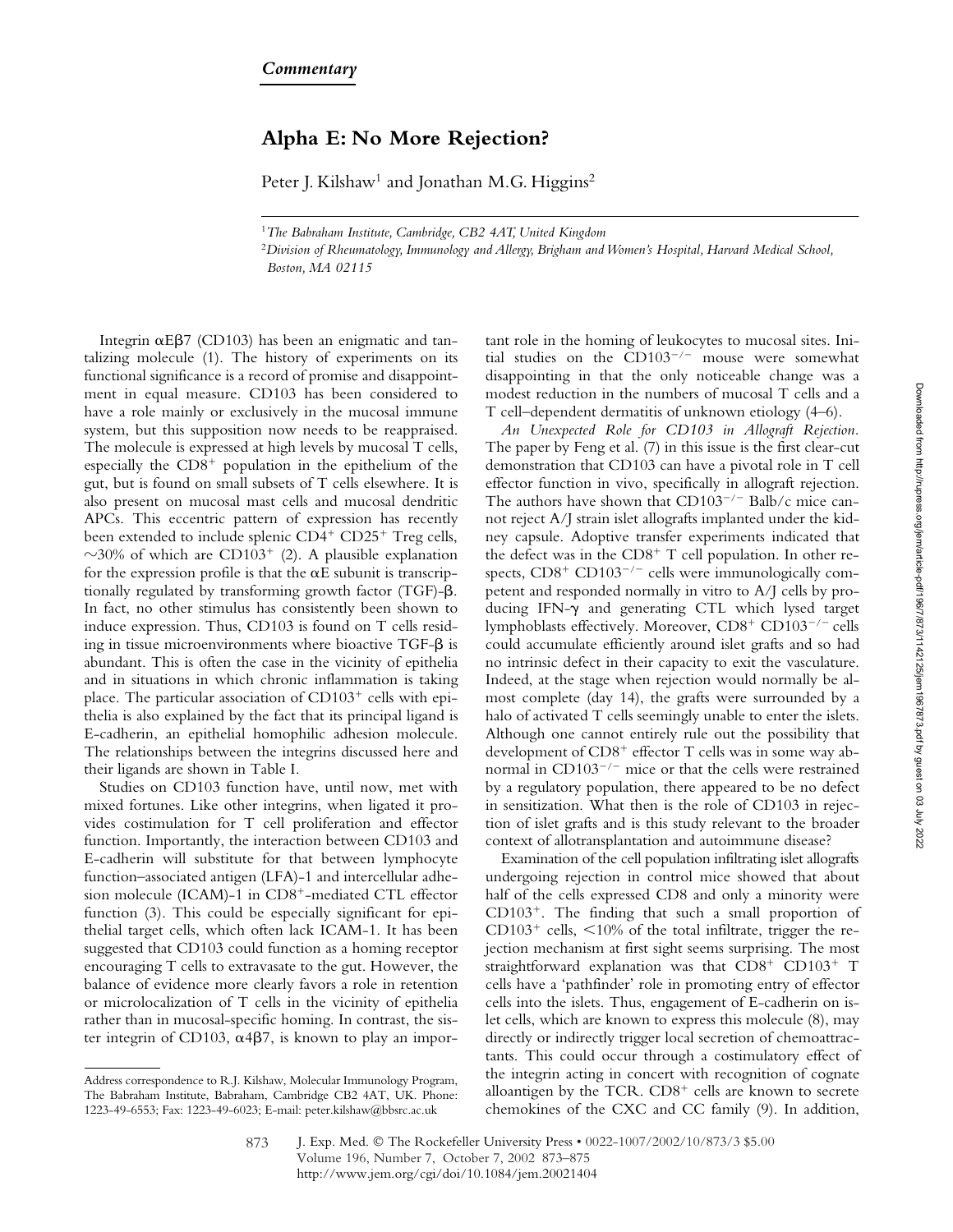*Commentary*

# Alpha E: No More Rejection?

Peter J. Kilshaw[1] and Jonathan M.G. Higgins[2]

[1]*The Babraham Institute, Cambridge, CB2 4AT, United Kingdom*

[2]*Division of Rheumatology, Immunology and Allergy, Brigham and Women's Hospital, Harvard Medical School, Boston, MA 02115*

Integrin αEβ7 (CD103) has been an enigmatic and tantalizing molecule (1). The history of experiments on its functional significance is a record of promise and disappointment in equal measure. CD103 has been considered to have a role mainly or exclusively in the mucosal immune system, but this supposition now needs to be reappraised. The molecule is expressed at high levels by mucosal T cells, especially the $CD8^+$ population in the epithelium of the gut, but is found on small subsets of T cells elsewhere. It is also present on mucosal mast cells and mucosal dendritic APCs. This eccentric pattern of expression has recently been extended to include splenic $CD4^+$ $CD25^+$ Treg cells, ~30% of which are $CD103^+$ (2). A plausible explanation for the expression profile is that the αE subunit is transcriptionally regulated by transforming growth factor (TGF)-β. In fact, no other stimulus has consistently been shown to induce expression. Thus, CD103 is found on T cells residing in tissue microenvironments where bioactive TGF-β is abundant. This is often the case in the vicinity of epithelia and in situations in which chronic inflammation is taking place. The particular association of $CD103^+$ cells with epithelia is also explained by the fact that its principal ligand is E-cadherin, an epithelial homophilic adhesion molecule. The relationships between the integrins discussed here and their ligands are shown in Table I.

Studies on CD103 function have, until now, met with mixed fortunes. Like other integrins, when ligated it provides costimulation for T cell proliferation and effector function. Importantly, the interaction between CD103 and E-cadherin will substitute for that between lymphocyte function–associated antigen (LFA)-1 and intercellular adhesion molecule (ICAM)-1 in $CD8^+$-mediated CTL effector function (3). This could be especially significant for epithelial target cells, which often lack ICAM-1. It has been suggested that CD103 could function as a homing receptor encouraging T cells to extravasate to the gut. However, the balance of evidence more clearly favors a role in retention or microlocalization of T cells in the vicinity of epithelia rather than in mucosal-specific homing. In contrast, the sister integrin of CD103, α4β7, is known to play an important role in the homing of leukocytes to mucosal sites. Initial studies on the $CD103^{-/-}$ mouse were somewhat disappointing in that the only noticeable change was a modest reduction in the numbers of mucosal T cells and a T cell–dependent dermatitis of unknown etiology (4–6).

*An Unexpected Role for CD103 in Allograft Rejection.* The paper by Feng et al. (7) in this issue is the first clear-cut demonstration that CD103 can have a pivotal role in T cell effector function in vivo, specifically in allograft rejection. The authors have shown that $CD103^{-/-}$ Balb/c mice cannot reject A/J strain islet allografts implanted under the kidney capsule. Adoptive transfer experiments indicated that the defect was in the $CD8^+$ T cell population. In other respects, $CD8^+$ $CD103^{-/-}$ cells were immunologically competent and responded normally in vitro to A/J cells by producing IFN-γ and generating CTL which lysed target lymphoblasts effectively. Moreover, $CD8^+$ $CD103^{-/-}$ cells could accumulate efficiently around islet grafts and so had no intrinsic defect in their capacity to exit the vasculature. Indeed, at the stage when rejection would normally be almost complete (day 14), the grafts were surrounded by a halo of activated T cells seemingly unable to enter the islets. Although one cannot entirely rule out the possibility that development of $CD8^+$ effector T cells was in some way abnormal in $CD103^{-/-}$ mice or that the cells were restrained by a regulatory population, there appeared to be no defect in sensitization. What then is the role of CD103 in rejection of islet grafts and is this study relevant to the broader context of allotransplantation and autoimmune disease?

Examination of the cell population infiltrating islet allografts undergoing rejection in control mice showed that about half of the cells expressed CD8 and only a minority were $CD103^+$. The finding that such a small proportion of $CD103^+$ cells, <10% of the total infiltrate, trigger the rejection mechanism at first sight seems surprising. The most straightforward explanation was that $CD8^+$ $CD103^+$ T cells have a 'pathfinder' role in promoting entry of effector cells into the islets. Thus, engagement of E-cadherin on islet cells, which are known to express this molecule (8), may directly or indirectly trigger local secretion of chemoattractants. This could occur through a costimulatory effect of the integrin acting in concert with recognition of cognate alloantigen by the TCR. $CD8^+$ cells are known to secrete chemokines of the CXC and CC family (9). In addition,

Address correspondence to R.J. Kilshaw, Molecular Immunology Program, The Babraham Institute, Babraham, Cambridge CB2 4AT, UK. Phone: 1223-49-6553; Fax: 1223-49-6023; E-mail: peter.kilshaw@bbsrc.ac.uk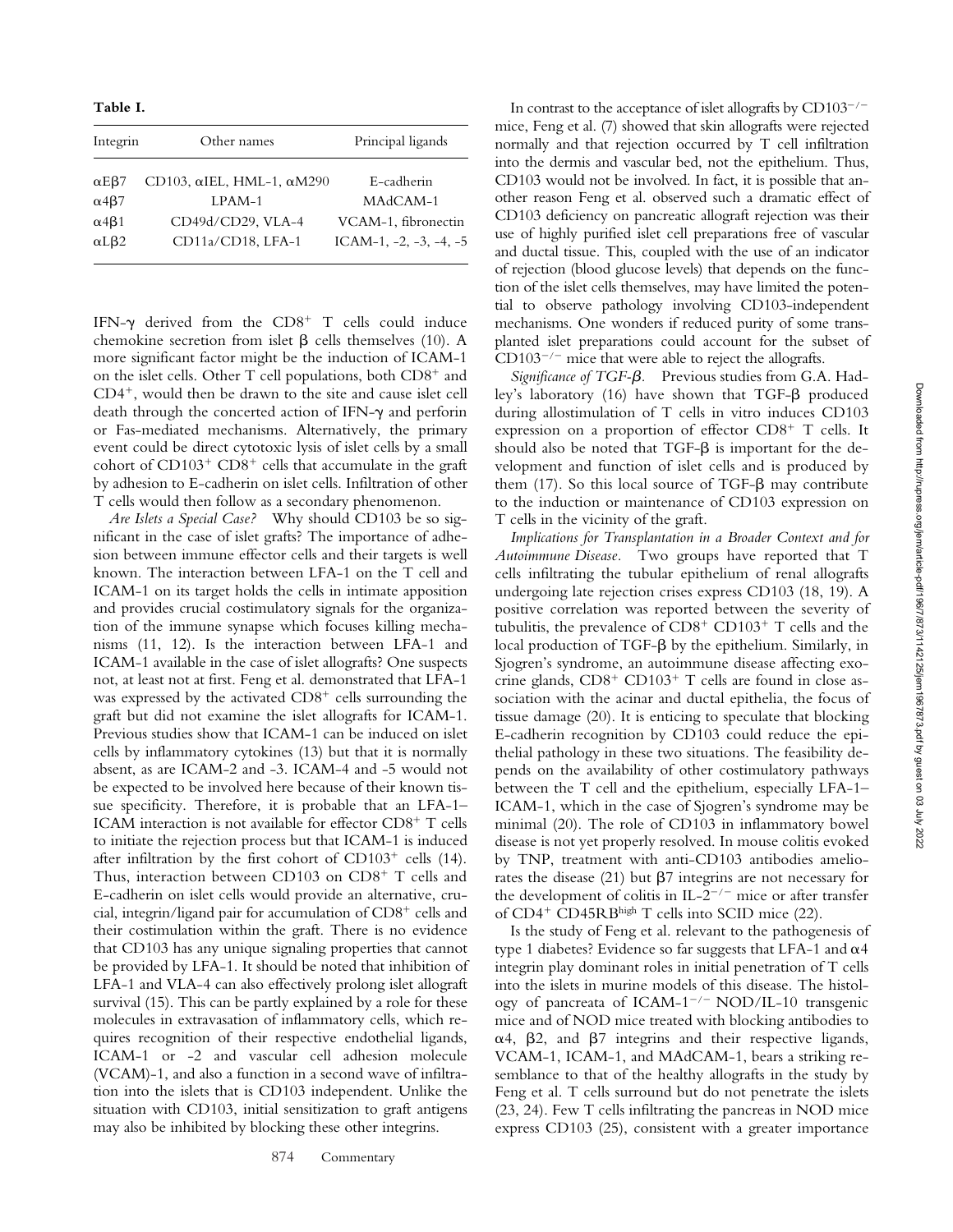**Table I.**

| Integrin | Other names | Principal ligands |
|---|---|---|
| $\alpha$E$\beta$7 | CD103, $\alpha$IEL, HML-1, $\alpha$M290 | E-cadherin |
| $\alpha$4$\beta$7 | LPAM-1 | MAdCAM-1 |
| $\alpha$4$\beta$1 | CD49d/CD29, VLA-4 | VCAM-1, fibronectin |
| $\alpha$L$\beta$2 | CD11a/CD18, LFA-1 | ICAM-1, -2, -3, -4, -5 |

IFN-$\gamma$ derived from the CD8$^+$ T cells could induce chemokine secretion from islet $\beta$ cells themselves (10). A more significant factor might be the induction of ICAM-1 on the islet cells. Other T cell populations, both CD8$^+$ and CD4$^+$, would then be drawn to the site and cause islet cell death through the concerted action of IFN-$\gamma$ and perforin or Fas-mediated mechanisms. Alternatively, the primary event could be direct cytotoxic lysis of islet cells by a small cohort of CD103$^+$ CD8$^+$ cells that accumulate in the graft by adhesion to E-cadherin on islet cells. Infiltration of other T cells would then follow as a secondary phenomenon.

*Are Islets a Special Case?* Why should CD103 be so significant in the case of islet grafts? The importance of adhesion between immune effector cells and their targets is well known. The interaction between LFA-1 on the T cell and ICAM-1 on its target holds the cells in intimate apposition and provides crucial costimulatory signals for the organization of the immune synapse which focuses killing mechanisms (11, 12). Is the interaction between LFA-1 and ICAM-1 available in the case of islet allografts? One suspects not, at least not at first. Feng et al. demonstrated that LFA-1 was expressed by the activated CD8$^+$ cells surrounding the graft but did not examine the islet allografts for ICAM-1. Previous studies show that ICAM-1 can be induced on islet cells by inflammatory cytokines (13) but that it is normally absent, as are ICAM-2 and -3. ICAM-4 and -5 would not be expected to be involved here because of their known tissue specificity. Therefore, it is probable that an LFA-1–ICAM interaction is not available for effector CD8$^+$ T cells to initiate the rejection process but that ICAM-1 is induced after infiltration by the first cohort of CD103$^+$ cells (14). Thus, interaction between CD103 on CD8$^+$ T cells and E-cadherin on islet cells would provide an alternative, crucial, integrin/ligand pair for accumulation of CD8$^+$ cells and their costimulation within the graft. There is no evidence that CD103 has any unique signaling properties that cannot be provided by LFA-1. It should be noted that inhibition of LFA-1 and VLA-4 can also effectively prolong islet allograft survival (15). This can be partly explained by a role for these molecules in extravasation of inflammatory cells, which requires recognition of their respective endothelial ligands, ICAM-1 or -2 and vascular cell adhesion molecule (VCAM)-1, and also a function in a second wave of infiltration into the islets that is CD103 independent. Unlike the situation with CD103, initial sensitization to graft antigens may also be inhibited by blocking these other integrins.

In contrast to the acceptance of islet allografts by CD103$^{-/-}$ mice, Feng et al. (7) showed that skin allografts were rejected normally and that rejection occurred by T cell infiltration into the dermis and vascular bed, not the epithelium. Thus, CD103 would not be involved. In fact, it is possible that another reason Feng et al. observed such a dramatic effect of CD103 deficiency on pancreatic allograft rejection was their use of highly purified islet cell preparations free of vascular and ductal tissue. This, coupled with the use of an indicator of rejection (blood glucose levels) that depends on the function of the islet cells themselves, may have limited the potential to observe pathology involving CD103-independent mechanisms. One wonders if reduced purity of some transplanted islet preparations could account for the subset of CD103$^{-/-}$ mice that were able to reject the allografts.

*Significance of TGF-$\beta$.* Previous studies from G.A. Hadley's laboratory (16) have shown that TGF-$\beta$ produced during allostimulation of T cells in vitro induces CD103 expression on a proportion of effector CD8$^+$ T cells. It should also be noted that TGF-$\beta$ is important for the development and function of islet cells and is produced by them (17). So this local source of TGF-$\beta$ may contribute to the induction or maintenance of CD103 expression on T cells in the vicinity of the graft.

*Implications for Transplantation in a Broader Context and for Autoimmune Disease.* Two groups have reported that T cells infiltrating the tubular epithelium of renal allografts undergoing late rejection crises express CD103 (18, 19). A positive correlation was reported between the severity of tubulitis, the prevalence of CD8$^+$ CD103$^+$ T cells and the local production of TGF-$\beta$ by the epithelium. Similarly, in Sjogren's syndrome, an autoimmune disease affecting exocrine glands, CD8$^+$ CD103$^+$ T cells are found in close association with the acinar and ductal epithelia, the focus of tissue damage (20). It is enticing to speculate that blocking E-cadherin recognition by CD103 could reduce the epithelial pathology in these two situations. The feasibility depends on the availability of other costimulatory pathways between the T cell and the epithelium, especially LFA-1–ICAM-1, which in the case of Sjogren's syndrome may be minimal (20). The role of CD103 in inflammatory bowel disease is not yet properly resolved. In mouse colitis evoked by TNP, treatment with anti-CD103 antibodies ameliorates the disease (21) but $\beta$7 integrins are not necessary for the development of colitis in IL-2$^{-/-}$ mice or after transfer of CD4$^+$ CD45RB$^{\text{high}}$ T cells into SCID mice (22).

Is the study of Feng et al. relevant to the pathogenesis of type 1 diabetes? Evidence so far suggests that LFA-1 and $\alpha$4 integrin play dominant roles in initial penetration of T cells into the islets in murine models of this disease. The histology of pancreata of ICAM-1$^{-/-}$ NOD/IL-10 transgenic mice and of NOD mice treated with blocking antibodies to $\alpha$4, $\beta$2, and $\beta$7 integrins and their respective ligands, VCAM-1, ICAM-1, and MAdCAM-1, bears a striking resemblance to that of the healthy allografts in the study by Feng et al. T cells surround but do not penetrate the islets (23, 24). Few T cells infiltrating the pancreas in NOD mice express CD103 (25), consistent with a greater importance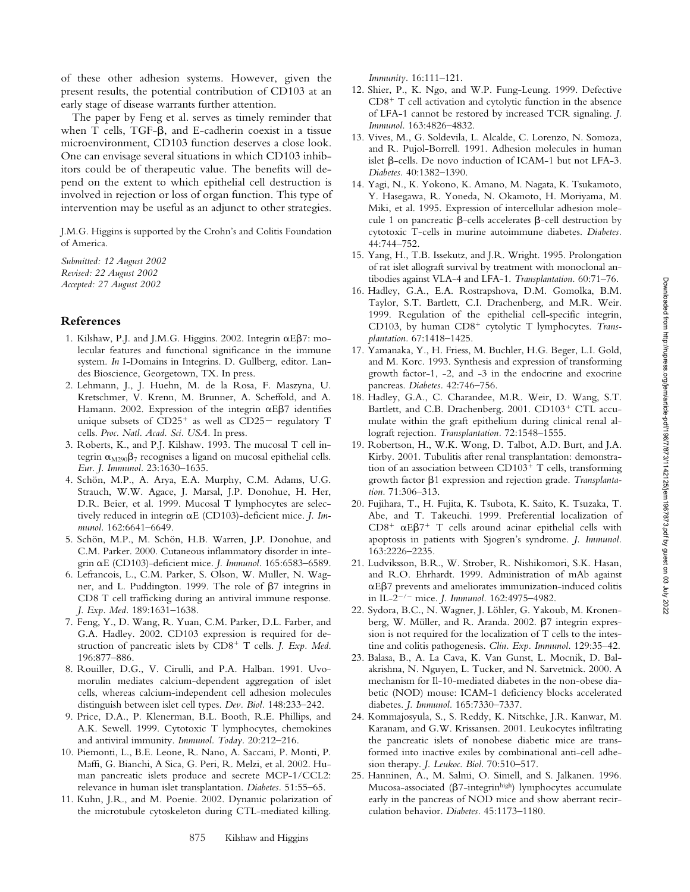of these other adhesion systems. However, given the present results, the potential contribution of CD103 at an early stage of disease warrants further attention.

The paper by Feng et al. serves as timely reminder that when T cells, TGF-β, and E-cadherin coexist in a tissue microenvironment, CD103 function deserves a close look. One can envisage several situations in which CD103 inhibitors could be of therapeutic value. The benefits will depend on the extent to which epithelial cell destruction is involved in rejection or loss of organ function. This type of intervention may be useful as an adjunct to other strategies.

J.M.G. Higgins is supported by the Crohn's and Colitis Foundation of America.

*Submitted: 12 August 2002*
*Revised: 22 August 2002*
*Accepted: 27 August 2002*

## References

1. Kilshaw, P.J. and J.M.G. Higgins. 2002. Integrin αEβ7: molecular features and functional significance in the immune system. *In* I-Domains in Integrins. D. Gullberg, editor. Landes Bioscience, Georgetown, TX. In press.
2. Lehmann, J., J. Huehn, M. de la Rosa, F. Maszyna, U. Kretschmer, V. Krenn, M. Brunner, A. Scheffold, and A. Hamann. 2002. Expression of the integrin αEβ7 identifies unique subsets of CD25$^+$ as well as CD25$-$ regulatory T cells. *Proc. Natl. Acad. Sci. USA*. In press.
3. Roberts, K., and P.J. Kilshaw. 1993. The mucosal T cell integrin $\alpha_{M290}\beta_7$ recognises a ligand on mucosal epithelial cells. *Eur. J. Immunol.* 23:1630–1635.
4. Schön, M.P., A. Arya, E.A. Murphy, C.M. Adams, U.G. Strauch, W.W. Agace, J. Marsal, J.P. Donohue, H. Her, D.R. Beier, et al. 1999. Mucosal T lymphocytes are selectively reduced in integrin αE (CD103)-deficient mice. *J. Immunol.* 162:6641–6649.
5. Schön, M.P., M. Schön, H.B. Warren, J.P. Donohue, and C.M. Parker. 2000. Cutaneous inflammatory disorder in integrin αE (CD103)-deficient mice. *J. Immunol.* 165:6583–6589.
6. Lefrancois, L., C.M. Parker, S. Olson, W. Muller, N. Wagner, and L. Puddington. 1999. The role of β7 integrins in CD8 T cell trafficking during an antiviral immune response. *J. Exp. Med.* 189:1631–1638.
7. Feng, Y., D. Wang, R. Yuan, C.M. Parker, D.L. Farber, and G.A. Hadley. 2002. CD103 expression is required for destruction of pancreatic islets by CD8$^+$ T cells. *J. Exp. Med.* 196:877–886.
8. Rouiller, D.G., V. Cirulli, and P.A. Halban. 1991. Uvomorulin mediates calcium-dependent aggregation of islet cells, whereas calcium-independent cell adhesion molecules distinguish between islet cell types. *Dev. Biol.* 148:233–242.
9. Price, D.A., P. Klenerman, B.L. Booth, R.E. Phillips, and A.K. Sewell. 1999. Cytotoxic T lymphocytes, chemokines and antiviral immunity. *Immunol. Today*. 20:212–216.
10. Piemonti, L., B.E. Leone, R. Nano, A. Saccani, P. Monti, P. Maffi, G. Bianchi, A Sica, G. Peri, R. Melzi, et al. 2002. Human pancreatic islets produce and secrete MCP-1/CCL2: relevance in human islet transplantation. *Diabetes*. 51:55–65.
11. Kuhn, J.R., and M. Poenie. 2002. Dynamic polarization of the microtubule cytoskeleton during CTL-mediated killing. *Immunity*. 16:111–121.
12. Shier, P., K. Ngo, and W.P. Fung-Leung. 1999. Defective CD8$^+$ T cell activation and cytolytic function in the absence of LFA-1 cannot be restored by increased TCR signaling. *J. Immunol.* 163:4826–4832.
13. Vives, M., G. Soldevila, L. Alcalde, C. Lorenzo, N. Somoza, and R. Pujol-Borrell. 1991. Adhesion molecules in human islet β-cells. De novo induction of ICAM-1 but not LFA-3. *Diabetes*. 40:1382–1390.
14. Yagi, N., K. Yokono, K. Amano, M. Nagata, K. Tsukamoto, Y. Hasegawa, R. Yoneda, N. Okamoto, H. Moriyama, M. Miki, et al. 1995. Expression of intercellular adhesion molecule 1 on pancreatic β-cells accelerates β-cell destruction by cytotoxic T-cells in murine autoimmune diabetes. *Diabetes*. 44:744–752.
15. Yang, H., T.B. Issekutz, and J.R. Wright. 1995. Prolongation of rat islet allograft survival by treatment with monoclonal antibodies against VLA-4 and LFA-1. *Transplantation*. 60:71–76.
16. Hadley, G.A., E.A. Rostrapshova, D.M. Gomolka, B.M. Taylor, S.T. Bartlett, C.I. Drachenberg, and M.R. Weir. 1999. Regulation of the epithelial cell-specific integrin, CD103, by human CD8$^+$ cytolytic T lymphocytes. *Transplantation*. 67:1418–1425.
17. Yamanaka, Y., H. Friess, M. Buchler, H.G. Beger, L.I. Gold, and M. Korc. 1993. Synthesis and expression of transforming growth factor-1, -2, and -3 in the endocrine and exocrine pancreas. *Diabetes*. 42:746–756.
18. Hadley, G.A., C. Charandee, M.R. Weir, D. Wang, S.T. Bartlett, and C.B. Drachenberg. 2001. CD103$^+$ CTL accumulate within the graft epithelium during clinical renal allograft rejection. *Transplantation*. 72:1548–1555.
19. Robertson, H., W.K. Wong, D. Talbot, A.D. Burt, and J.A. Kirby. 2001. Tubulitis after renal transplantation: demonstration of an association between CD103$^+$ T cells, transforming growth factor β1 expression and rejection grade. *Transplantation*. 71:306–313.
20. Fujihara, T., H. Fujita, K. Tsubota, K. Saito, K. Tsuzaka, T. Abe, and T. Takeuchi. 1999. Preferential localization of CD8$^+$ αEβ7$^+$ T cells around acinar epithelial cells with apoptosis in patients with Sjogren's syndrome. *J. Immunol.* 163:2226–2235.
21. Ludviksson, B.R., W. Strober, R. Nishikomori, S.K. Hasan, and R.O. Ehrhardt. 1999. Administration of mAb against αEβ7 prevents and ameliorates immunization-induced colitis in IL-2$^{-/-}$ mice. *J. Immunol.* 162:4975–4982.
22. Sydora, B.C., N. Wagner, J. Löhler, G. Yakoub, M. Kronenberg, W. Müller, and R. Aranda. 2002. β7 integrin expression is not required for the localization of T cells to the intestine and colitis pathogenesis. *Clin. Exp. Immunol.* 129:35–42.
23. Balasa, B., A. La Cava, K. Van Gunst, L. Mocnik, D. Balakrishna, N. Nguyen, L. Tucker, and N. Sarvetnick. 2000. A mechanism for Il-10-mediated diabetes in the non-obese diabetic (NOD) mouse: ICAM-1 deficiency blocks accelerated diabetes. *J. Immunol.* 165:7330–7337.
24. Kommajosyula, S., S. Reddy, K. Nitschke, J.R. Kanwar, M. Karanam, and G.W. Krissansen. 2001. Leukocytes infiltrating the pancreatic islets of nonobese diabetic mice are transformed into inactive exiles by combinational anti-cell adhesion therapy. *J. Leukoc. Biol.* 70:510–517.
25. Hanninen, A., M. Salmi, O. Simell, and S. Jalkanen. 1996. Mucosa-associated (β7-integrin$^{high}$) lymphocytes accumulate early in the pancreas of NOD mice and show aberrant recirculation behavior. *Diabetes*. 45:1173–1180.